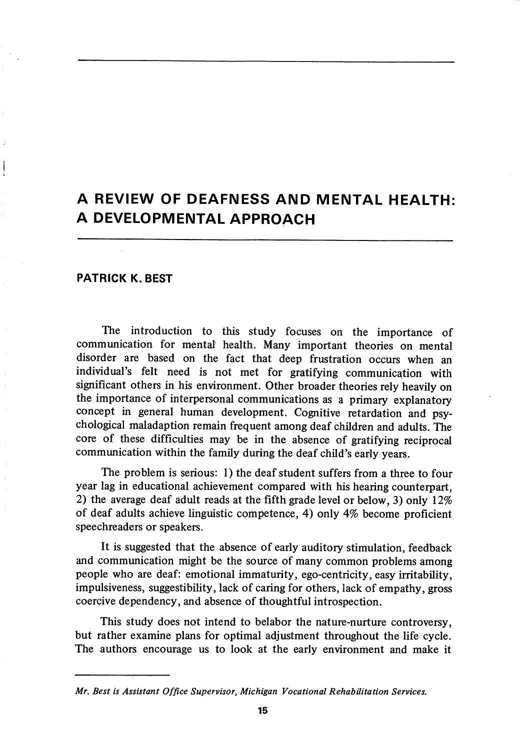# A REVIEW OF DEAFNESS AND MENTAL HEALTH: A DEVELOPMENTAL APPROACH

**PATRICK K. BEST**

The introduction to this study focuses on the importance of communication for mental health. Many important theories on mental disorder are based on the fact that deep frustration occurs when an individual's felt need is not met for gratifying communication with significant others in his environment. Other broader theories rely heavily on the importance of interpersonal communications as a primary explanatory concept in general human development. Cognitive retardation and psychological maladaption remain frequent among deaf children and adults. The core of these difficulties may be in the absence of gratifying reciprocal communication within the family during the deaf child's early years.

The problem is serious: 1) the deaf student suffers from a three to four year lag in educational achievement compared with his hearing counterpart, 2) the average deaf adult reads at the fifth grade level or below, 3) only 12% of deaf adults achieve linguistic competence, 4) only 4% become proficient speechreaders or speakers.

It is suggested that the absence of early auditory stimulation, feedback and communication might be the source of many common problems among people who are deaf: emotional immaturity, ego-centricity, easy irritability, impulsiveness, suggestibility, lack of caring for others, lack of empathy, gross coercive dependency, and absence of thoughtful introspection.

This study does not intend to belabor the nature-nurture controversy, but rather examine plans for optimal adjustment throughout the life cycle. The authors encourage us to look at the early environment and make it

---

*Mr. Best is Assistant Office Supervisor, Michigan Vocational Rehabilitation Services.*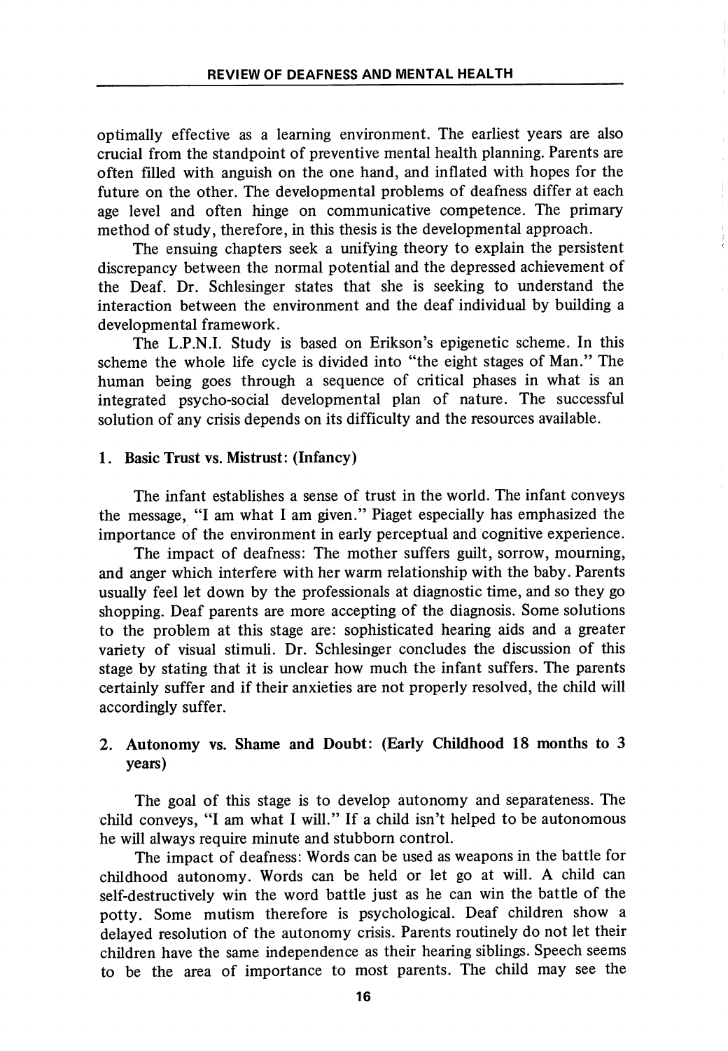optimally effective as a learning environment. The earliest years are also crucial from the standpoint of preventive mental health planning. Parents are often filled with anguish on the one hand, and inflated with hopes for the future on the other. The developmental problems of deafness differ at each age level and often hinge on communicative competence. The primary method of study, therefore, in this thesis is the developmental approach.

The ensuing chapters seek a unifying theory to explain the persistent discrepancy between the normal potential and the depressed achievement of the Deaf. Dr. Schlesinger states that she is seeking to understand the interaction between the environment and the deaf individual by building a developmental framework.

The L.P.N.I. Study is based on Erikson's epigenetic scheme. In this scheme the whole life cycle is divided into "the eight stages of Man." The human being goes through a sequence of critical phases in what is an integrated psycho-social developmental plan of nature. The successful solution of any crisis depends on its difficulty and the resources available.

### 1. Basic Trust vs. Mistrust: (Infancy)

The infant establishes a sense of trust in the world. The infant conveys the message, "I am what I am given." Piaget especially has emphasized the importance of the environment in early perceptual and cognitive experience.

The impact of deafness: The mother suffers guilt, sorrow, mourning, and anger which interfere with her warm relationship with the baby. Parents usually feel let down by the professionals at diagnostic time, and so they go shopping. Deaf parents are more accepting of the diagnosis. Some solutions to the problem at this stage are: sophisticated hearing aids and a greater variety of visual stimuli. Dr. Schlesinger concludes the discussion of this stage by stating that it is unclear how much the infant suffers. The parents certainly suffer and if their anxieties are not properly resolved, the child will accordingly suffer.

### 2. Autonomy vs. Shame and Doubt: (Early Childhood 18 months to 3 years)

The goal of this stage is to develop autonomy and separateness. The child conveys, "I am what I will." If a child isn't helped to be autonomous he will always require minute and stubborn control.

The impact of deafness: Words can be used as weapons in the battle for childhood autonomy. Words can be held or let go at will. A child can self-destructively win the word battle just as he can win the battle of the potty. Some mutism therefore is psychological. Deaf children show a delayed resolution of the autonomy crisis. Parents routinely do not let their children have the same independence as their hearing siblings. Speech seems to be the area of importance to most parents. The child may see the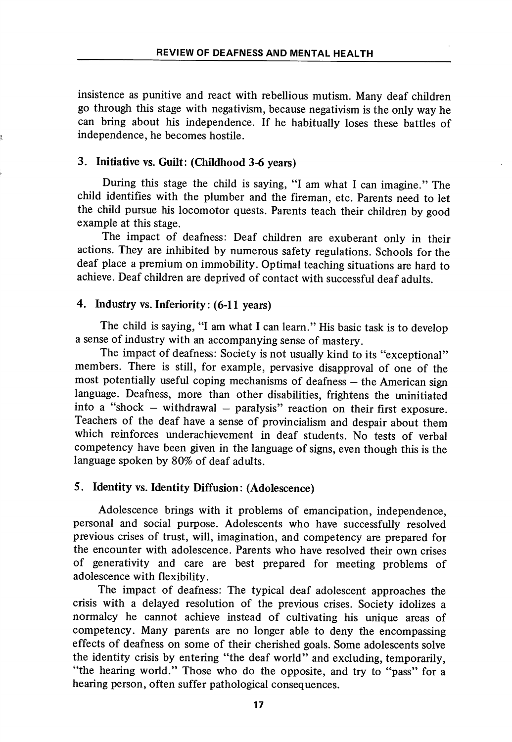insistence as punitive and react with rebellious mutism. Many deaf children go through this stage with negativism, because negativism is the only way he can bring about his independence. If he habitually loses these battles of independence, he becomes hostile.

### 3. Initiative vs. Guilt: (Childhood 3-6 years)

During this stage the child is saying, "I am what I can imagine." The child identifies with the plumber and the fireman, etc. Parents need to let the child pursue his locomotor quests. Parents teach their children by good example at this stage.

The impact of deafness: Deaf children are exuberant only in their actions. They are inhibited by numerous safety regulations. Schools for the deaf place a premium on immobility. Optimal teaching situations are hard to achieve. Deaf children are deprived of contact with successful deaf adults.

### 4. Industry vs. Inferiority: (6-11 years)

The child is saying, "I am what I can learn." His basic task is to develop a sense of industry with an accompanying sense of mastery.

The impact of deafness: Society is not usually kind to its "exceptional" members. There is still, for example, pervasive disapproval of one of the most potentially useful coping mechanisms of deafness – the American sign language. Deafness, more than other disabilities, frightens the uninitiated into a "shock – withdrawal – paralysis" reaction on their first exposure. Teachers of the deaf have a sense of provincialism and despair about them which reinforces underachievement in deaf students. No tests of verbal competency have been given in the language of signs, even though this is the language spoken by 80% of deaf adults.

### 5. Identity vs. Identity Diffusion: (Adolescence)

Adolescence brings with it problems of emancipation, independence, personal and social purpose. Adolescents who have successfully resolved previous crises of trust, will, imagination, and competency are prepared for the encounter with adolescence. Parents who have resolved their own crises of generativity and care are best prepared for meeting problems of adolescence with flexibility.

The impact of deafness: The typical deaf adolescent approaches the crisis with a delayed resolution of the previous crises. Society idolizes a normalcy he cannot achieve instead of cultivating his unique areas of competency. Many parents are no longer able to deny the encompassing effects of deafness on some of their cherished goals. Some adolescents solve the identity crisis by entering "the deaf world" and excluding, temporarily, "the hearing world." Those who do the opposite, and try to "pass" for a hearing person, often suffer pathological consequences.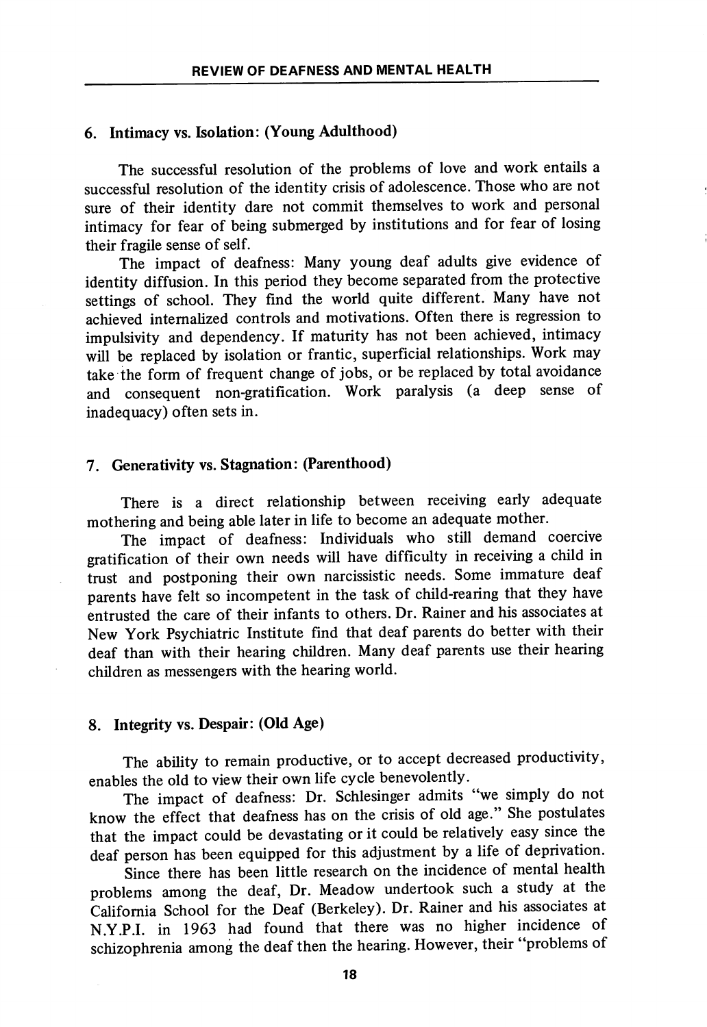### 6. Intimacy vs. Isolation: (Young Adulthood)

The successful resolution of the problems of love and work entails a successful resolution of the identity crisis of adolescence. Those who are not sure of their identity dare not commit themselves to work and personal intimacy for fear of being submerged by institutions and for fear of losing their fragile sense of self.

The impact of deafness: Many young deaf adults give evidence of identity diffusion. In this period they become separated from the protective settings of school. They find the world quite different. Many have not achieved internalized controls and motivations. Often there is regression to impulsivity and dependency. If maturity has not been achieved, intimacy will be replaced by isolation or frantic, superficial relationships. Work may take the form of frequent change of jobs, or be replaced by total avoidance and consequent non-gratification. Work paralysis (a deep sense of inadequacy) often sets in.

### 7. Generativity vs. Stagnation: (Parenthood)

There is a direct relationship between receiving early adequate mothering and being able later in life to become an adequate mother.

The impact of deafness: Individuals who still demand coercive gratification of their own needs will have difficulty in receiving a child in trust and postponing their own narcissistic needs. Some immature deaf parents have felt so incompetent in the task of child-rearing that they have entrusted the care of their infants to others. Dr. Rainer and his associates at New York Psychiatric Institute find that deaf parents do better with their deaf than with their hearing children. Many deaf parents use their hearing children as messengers with the hearing world.

### 8. Integrity vs. Despair: (Old Age)

The ability to remain productive, or to accept decreased productivity, enables the old to view their own life cycle benevolently.

The impact of deafness: Dr. Schlesinger admits "we simply do not know the effect that deafness has on the crisis of old age." She postulates that the impact could be devastating or it could be relatively easy since the deaf person has been equipped for this adjustment by a life of deprivation.

Since there has been little research on the incidence of mental health problems among the deaf, Dr. Meadow undertook such a study at the California School for the Deaf (Berkeley). Dr. Rainer and his associates at N.Y.P.I. in 1963 had found that there was no higher incidence of schizophrenia among the deaf then the hearing. However, their "problems of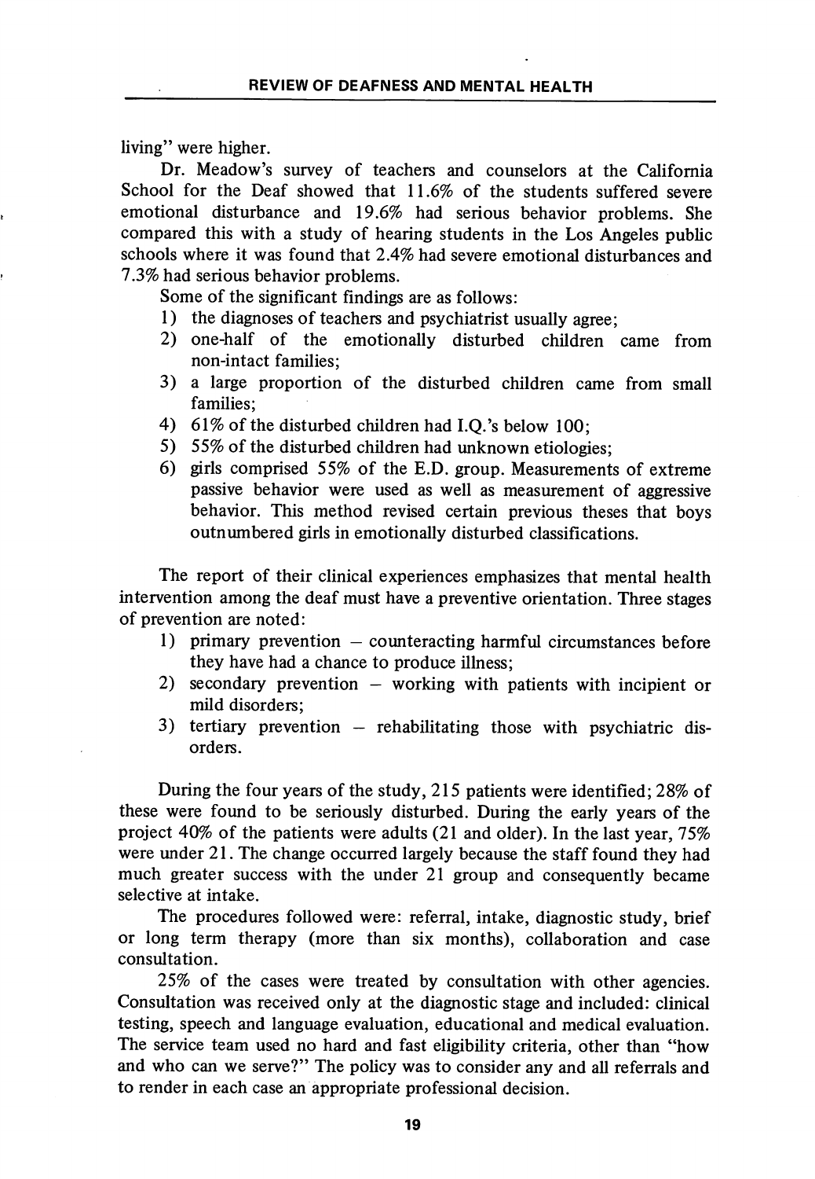living" were higher.

Dr. Meadow's survey of teachers and counselors at the California School for the Deaf showed that 11.6% of the students suffered severe emotional disturbance and 19.6% had serious behavior problems. She compared this with a study of hearing students in the Los Angeles public schools where it was found that 2.4% had severe emotional disturbances and 7.3% had serious behavior problems.

Some of the significant findings are as follows:

1) the diagnoses of teachers and psychiatrist usually agree;
2) one-half of the emotionally disturbed children came from non-intact families;
3) a large proportion of the disturbed children came from small families;
4) 61% of the disturbed children had I.Q.'s below 100;
5) 55% of the disturbed children had unknown etiologies;
6) girls comprised 55% of the E.D. group. Measurements of extreme passive behavior were used as well as measurement of aggressive behavior. This method revised certain previous theses that boys outnumbered girls in emotionally disturbed classifications.

The report of their clinical experiences emphasizes that mental health intervention among the deaf must have a preventive orientation. Three stages of prevention are noted:

1) primary prevention – counteracting harmful circumstances before they have had a chance to produce illness;
2) secondary prevention – working with patients with incipient or mild disorders;
3) tertiary prevention – rehabilitating those with psychiatric disorders.

During the four years of the study, 215 patients were identified; 28% of these were found to be seriously disturbed. During the early years of the project 40% of the patients were adults (21 and older). In the last year, 75% were under 21. The change occurred largely because the staff found they had much greater success with the under 21 group and consequently became selective at intake.

The procedures followed were: referral, intake, diagnostic study, brief or long term therapy (more than six months), collaboration and case consultation.

25% of the cases were treated by consultation with other agencies. Consultation was received only at the diagnostic stage and included: clinical testing, speech and language evaluation, educational and medical evaluation. The service team used no hard and fast eligibility criteria, other than "how and who can we serve?" The policy was to consider any and all referrals and to render in each case an appropriate professional decision.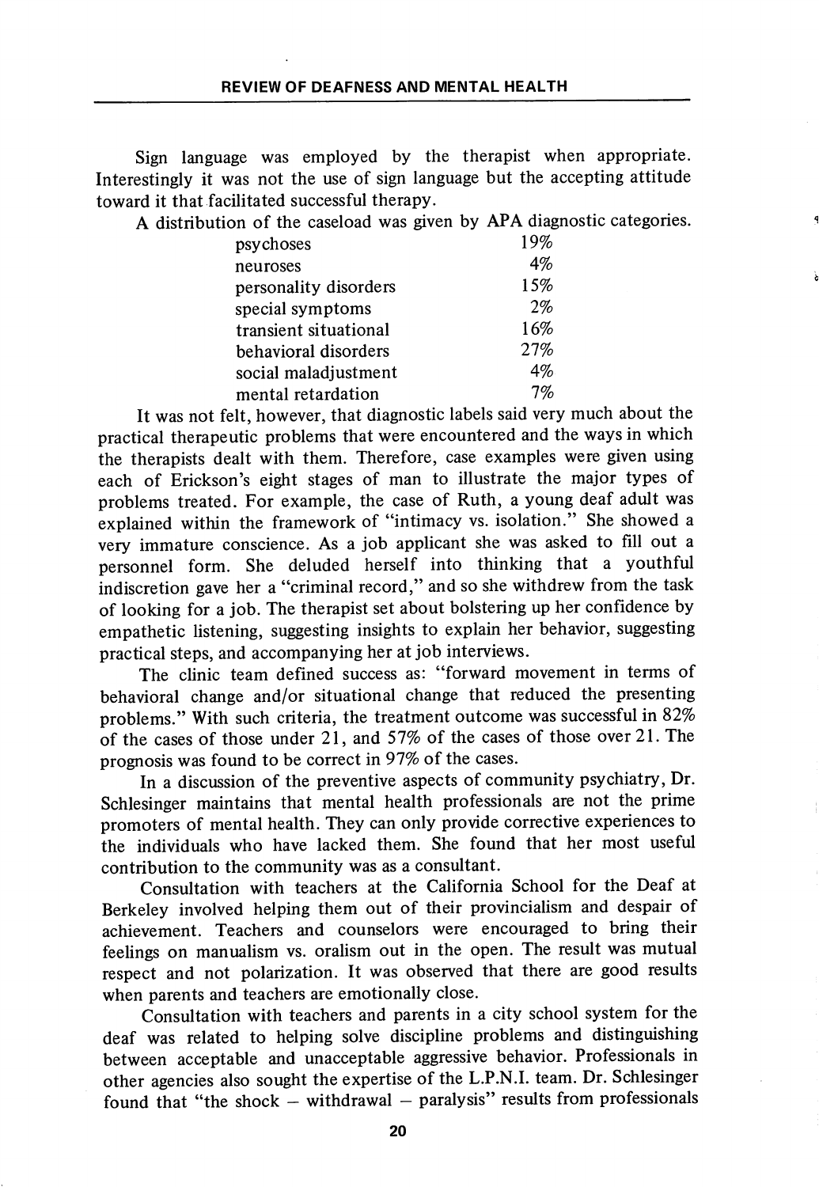Sign language was employed by the therapist when appropriate. Interestingly it was not the use of sign language but the accepting attitude toward it that facilitated successful therapy.

A distribution of the caseload was given by APA diagnostic categories.

| | |
|---|---|
| psychoses | 19% |
| neuroses | 4% |
| personality disorders | 15% |
| special symptoms | 2% |
| transient situational | 16% |
| behavioral disorders | 27% |
| social maladjustment | 4% |
| mental retardation | 7% |

It was not felt, however, that diagnostic labels said very much about the practical therapeutic problems that were encountered and the ways in which the therapists dealt with them. Therefore, case examples were given using each of Erickson's eight stages of man to illustrate the major types of problems treated. For example, the case of Ruth, a young deaf adult was explained within the framework of "intimacy vs. isolation." She showed a very immature conscience. As a job applicant she was asked to fill out a personnel form. She deluded herself into thinking that a youthful indiscretion gave her a "criminal record," and so she withdrew from the task of looking for a job. The therapist set about bolstering up her confidence by empathetic listening, suggesting insights to explain her behavior, suggesting practical steps, and accompanying her at job interviews.

The clinic team defined success as: "forward movement in terms of behavioral change and/or situational change that reduced the presenting problems." With such criteria, the treatment outcome was successful in 82% of the cases of those under 21, and 57% of the cases of those over 21. The prognosis was found to be correct in 97% of the cases.

In a discussion of the preventive aspects of community psychiatry, Dr. Schlesinger maintains that mental health professionals are not the prime promoters of mental health. They can only provide corrective experiences to the individuals who have lacked them. She found that her most useful contribution to the community was as a consultant.

Consultation with teachers at the California School for the Deaf at Berkeley involved helping them out of their provincialism and despair of achievement. Teachers and counselors were encouraged to bring their feelings on manualism vs. oralism out in the open. The result was mutual respect and not polarization. It was observed that there are good results when parents and teachers are emotionally close.

Consultation with teachers and parents in a city school system for the deaf was related to helping solve discipline problems and distinguishing between acceptable and unacceptable aggressive behavior. Professionals in other agencies also sought the expertise of the L.P.N.I. team. Dr. Schlesinger found that "the shock – withdrawal – paralysis" results from professionals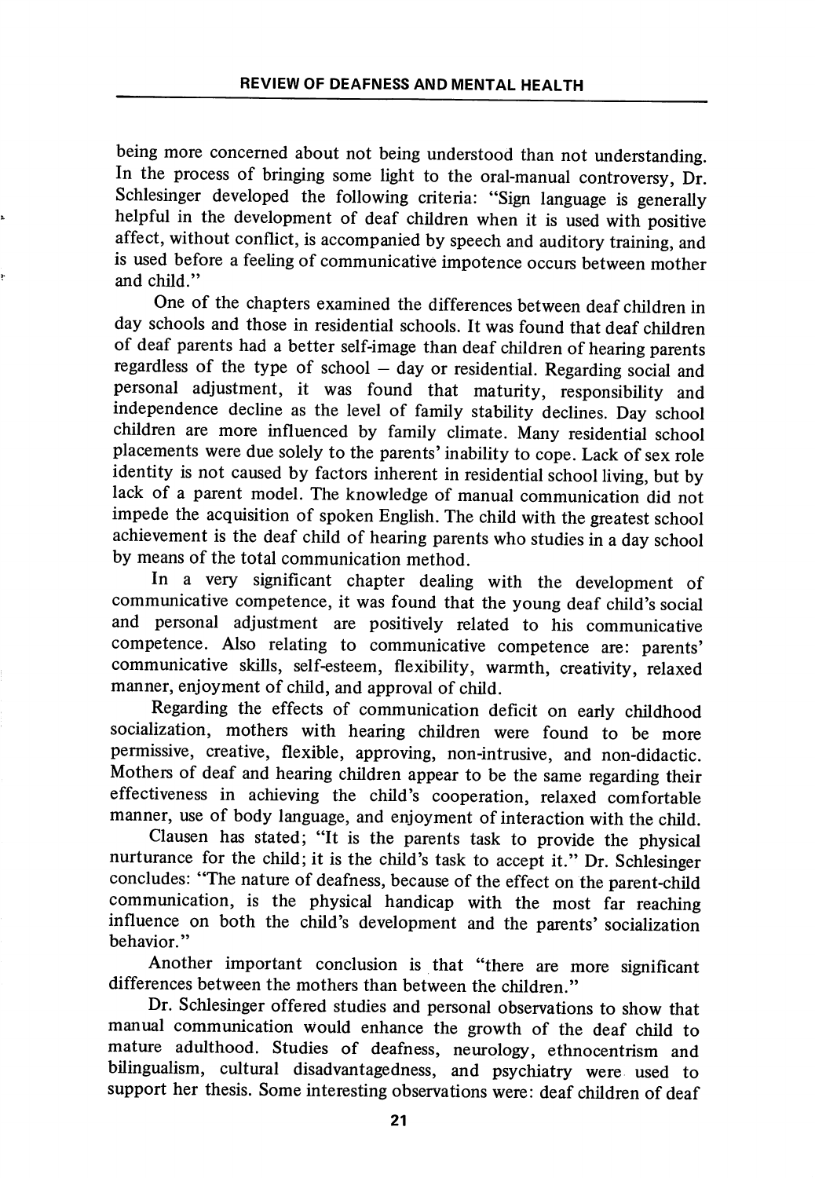being more concerned about not being understood than not understanding. In the process of bringing some light to the oral-manual controversy, Dr. Schlesinger developed the following criteria: "Sign language is generally helpful in the development of deaf children when it is used with positive affect, without conflict, is accompanied by speech and auditory training, and is used before a feeling of communicative impotence occurs between mother and child."

One of the chapters examined the differences between deaf children in day schools and those in residential schools. It was found that deaf children of deaf parents had a better self-image than deaf children of hearing parents regardless of the type of school – day or residential. Regarding social and personal adjustment, it was found that maturity, responsibility and independence decline as the level of family stability declines. Day school children are more influenced by family climate. Many residential school placements were due solely to the parents' inability to cope. Lack of sex role identity is not caused by factors inherent in residential school living, but by lack of a parent model. The knowledge of manual communication did not impede the acquisition of spoken English. The child with the greatest school achievement is the deaf child of hearing parents who studies in a day school by means of the total communication method.

In a very significant chapter dealing with the development of communicative competence, it was found that the young deaf child's social and personal adjustment are positively related to his communicative competence. Also relating to communicative competence are: parents' communicative skills, self-esteem, flexibility, warmth, creativity, relaxed manner, enjoyment of child, and approval of child.

Regarding the effects of communication deficit on early childhood socialization, mothers with hearing children were found to be more permissive, creative, flexible, approving, non-intrusive, and non-didactic. Mothers of deaf and hearing children appear to be the same regarding their effectiveness in achieving the child's cooperation, relaxed comfortable manner, use of body language, and enjoyment of interaction with the child.

Clausen has stated; "It is the parents task to provide the physical nurturance for the child; it is the child's task to accept it." Dr. Schlesinger concludes: "The nature of deafness, because of the effect on the parent-child communication, is the physical handicap with the most far reaching influence on both the child's development and the parents' socialization behavior."

Another important conclusion is that "there are more significant differences between the mothers than between the children."

Dr. Schlesinger offered studies and personal observations to show that manual communication would enhance the growth of the deaf child to mature adulthood. Studies of deafness, neurology, ethnocentrism and bilingualism, cultural disadvantagedness, and psychiatry were used to support her thesis. Some interesting observations were: deaf children of deaf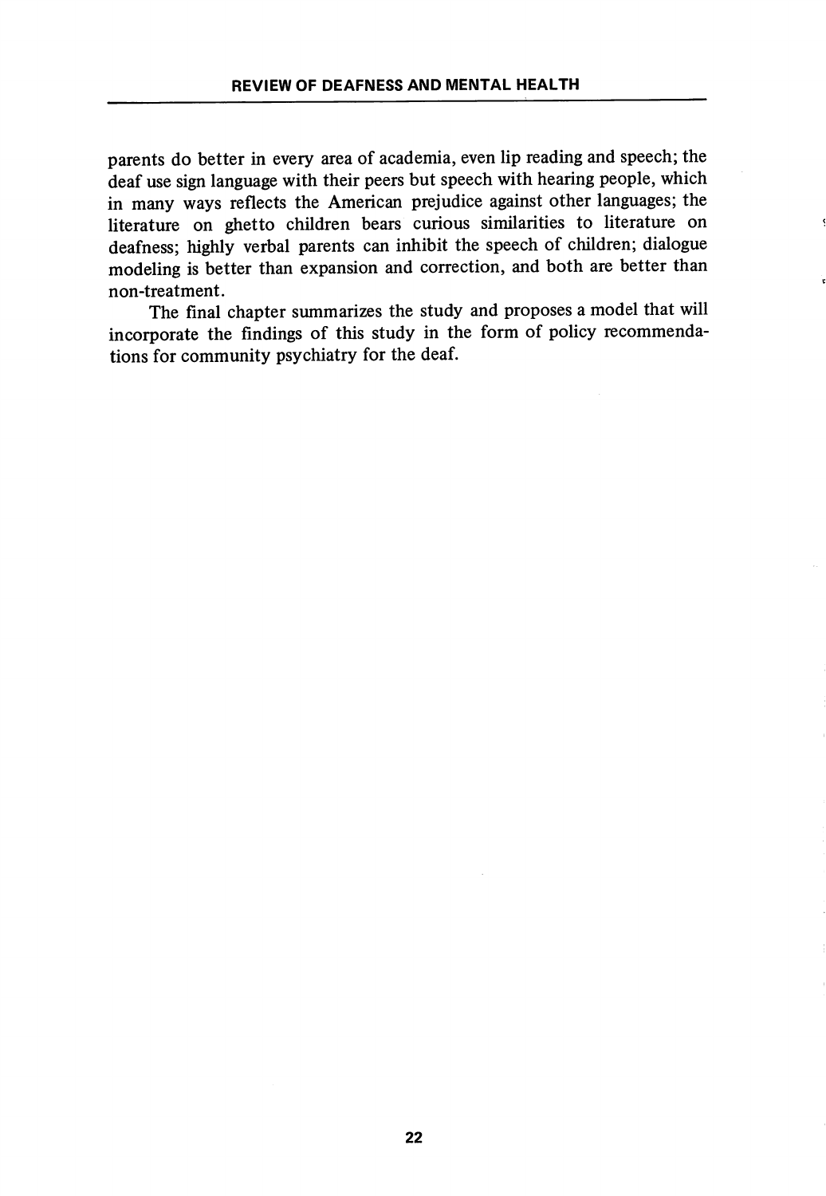parents do better in every area of academia, even lip reading and speech; the deaf use sign language with their peers but speech with hearing people, which in many ways reflects the American prejudice against other languages; the literature on ghetto children bears curious similarities to literature on deafness; highly verbal parents can inhibit the speech of children; dialogue modeling is better than expansion and correction, and both are better than non-treatment.

The final chapter summarizes the study and proposes a model that will incorporate the findings of this study in the form of policy recommendations for community psychiatry for the deaf.